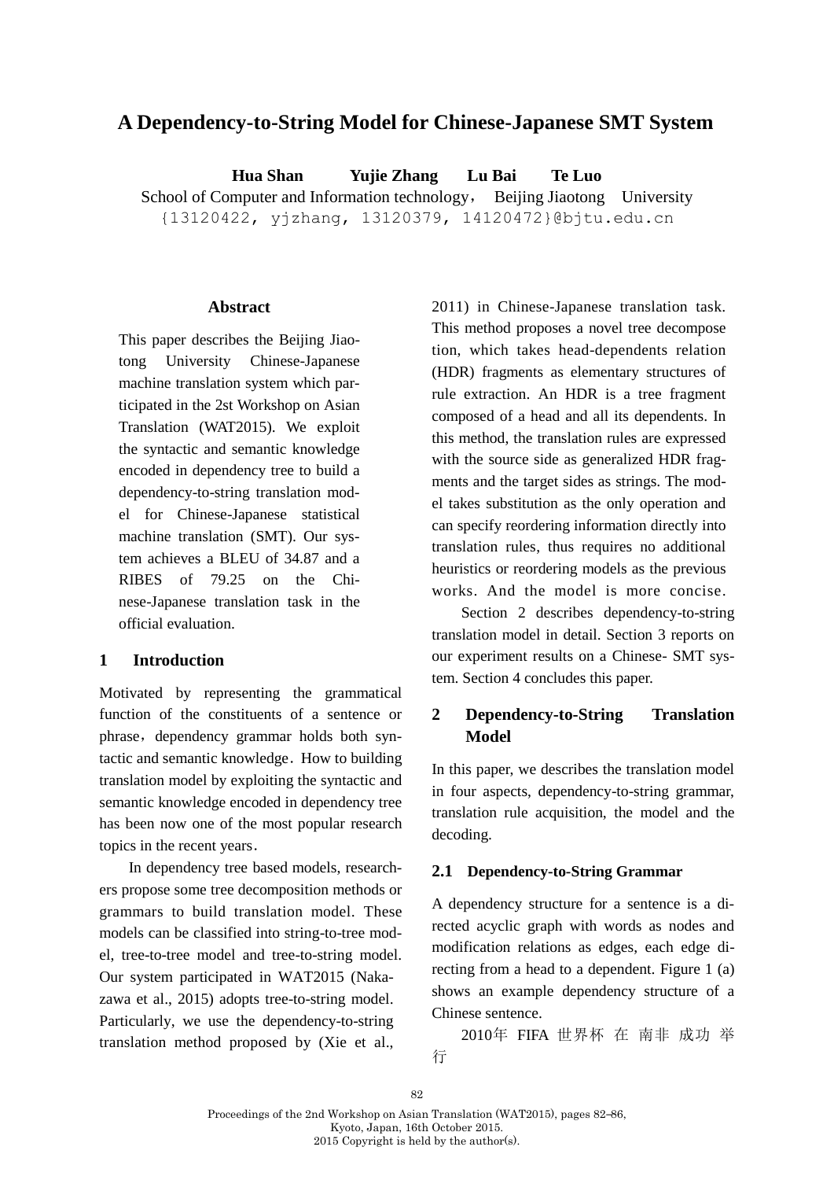# A Dependency-to-String Model for Chinese-Japanese SMT System

**Hua Shan Yujie Zhang Lu Bai Te Luo**

School of Computer and Information technology， Beijing Jiaotong University

{13120422, yjzhang, 13120379, 14120472}@bjtu.edu.cn

## Abstract

This paper describes the Beijing Jiaotong University Chinese-Japanese machine translation system which participated in the 2st Workshop on Asian Translation (WAT2015). We exploit the syntactic and semantic knowledge encoded in dependency tree to build a dependency-to-string translation model for Chinese-Japanese statistical machine translation (SMT). Our system achieves a BLEU of 34.87 and a RIBES of 79.25 on the Chinese-Japanese translation task in the official evaluation.

## 1 Introduction

Motivated by representing the grammatical function of the constituents of a sentence or phrase，dependency grammar holds both syntactic and semantic knowledge．How to building translation model by exploiting the syntactic and semantic knowledge encoded in dependency tree has been now one of the most popular research topics in the recent years．

In dependency tree based models, researchers propose some tree decomposition methods or grammars to build translation model. These models can be classified into string-to-tree model, tree-to-tree model and tree-to-string model. Our system participated in WAT2015 (Nakazawa et al., 2015) adopts tree-to-string model. Particularly, we use the dependency-to-string translation method proposed by (Xie et al., 2011) in Chinese-Japanese translation task. This method proposes a novel tree decompose tion, which takes head-dependents relation (HDR) fragments as elementary structures of rule extraction. An HDR is a tree fragment composed of a head and all its dependents. In this method, the translation rules are expressed with the source side as generalized HDR fragments and the target sides as strings. The model takes substitution as the only operation and can specify reordering information directly into translation rules, thus requires no additional heuristics or reordering models as the previous works. And the model is more concise.

Section 2 describes dependency-to-string translation model in detail. Section 3 reports on our experiment results on a Chinese- SMT system. Section 4 concludes this paper.

## 2 Dependency-to-String Translation Model

In this paper, we describes the translation model in four aspects, dependency-to-string grammar, translation rule acquisition, the model and the decoding.

### 2.1 Dependency-to-String Grammar

A dependency structure for a sentence is a directed acyclic graph with words as nodes and modification relations as edges, each edge directing from a head to a dependent. Figure 1 (a) shows an example dependency structure of a Chinese sentence.

2010年 FIFA 世界杯 在 南非 成功 举行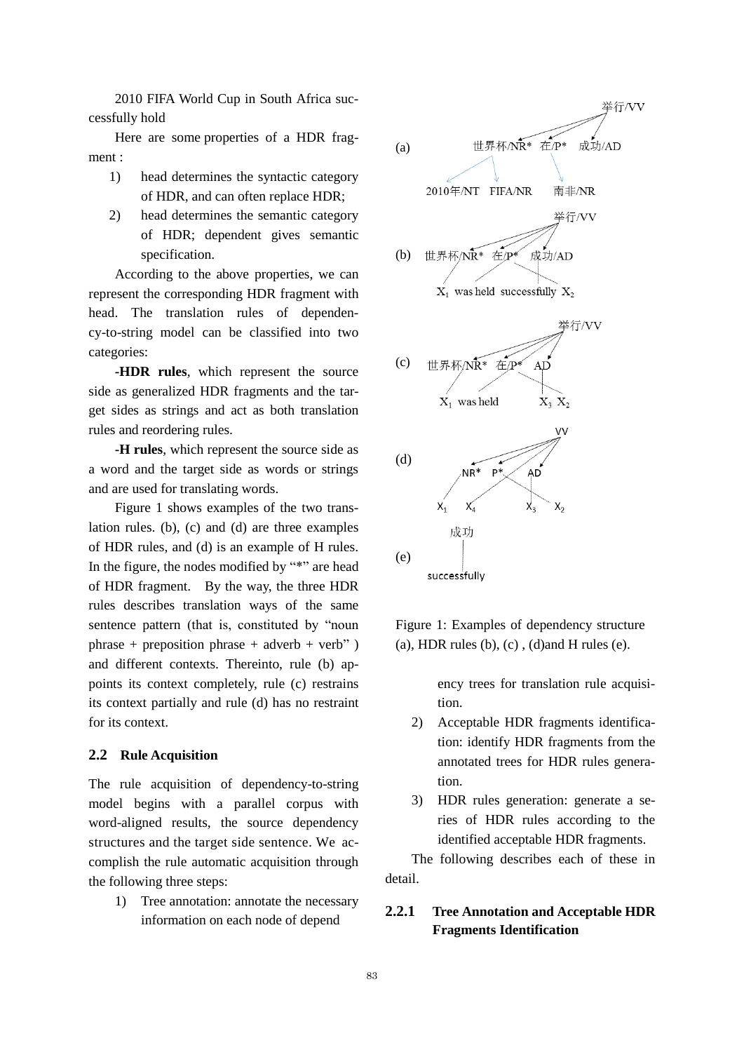2010 FIFA World Cup in South Africa successfully hold

Here are some properties of a HDR fragment :

1) head determines the syntactic category of HDR, and can often replace HDR;
2) head determines the semantic category of HDR; dependent gives semantic specification.

According to the above properties, we can represent the corresponding HDR fragment with head. The translation rules of dependency-to-string model can be classified into two categories:

**-HDR rules**, which represent the source side as generalized HDR fragments and the target sides as strings and act as both translation rules and reordering rules.

**-H rules**, which represent the source side as a word and the target side as words or strings and are used for translating words.

Figure 1 shows examples of the two translation rules. (b), (c) and (d) are three examples of HDR rules, and (d) is an example of H rules. In the figure, the nodes modified by "*" are head of HDR fragment. By the way, the three HDR rules describes translation ways of the same sentence pattern (that is, constituted by "noun phrase + preposition phrase + adverb + verb" ) and different contexts. Thereinto, rule (b) appoints its context completely, rule (c) restrains its context partially and rule (d) has no restraint for its context.

Figure 1: Examples of dependency structure (a), HDR rules (b), (c) , (d)and H rules (e).

## 2.2 Rule Acquisition

The rule acquisition of dependency-to-string model begins with a parallel corpus with word-aligned results, the source dependency structures and the target side sentence. We accomplish the rule automatic acquisition through the following three steps:

1) Tree annotation: annotate the necessary information on each node of dependency trees for translation rule acquisition.
2) Acceptable HDR fragments identification: identify HDR fragments from the annotated trees for HDR rules generation.
3) HDR rules generation: generate a series of HDR rules according to the identified acceptable HDR fragments.

The following describes each of these in detail.

### 2.2.1 Tree Annotation and Acceptable HDR Fragments Identification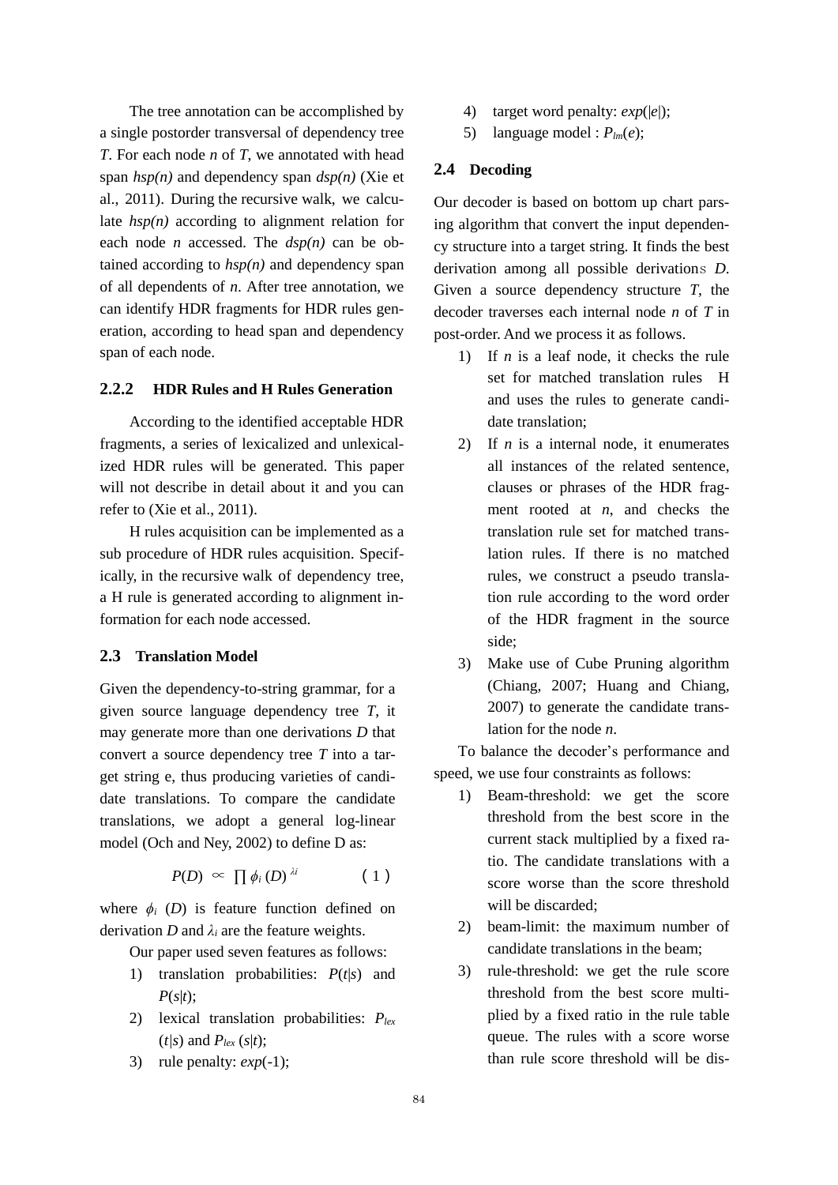The tree annotation can be accomplished by a single postorder transversal of dependency tree *T*. For each node *n* of *T*, we annotated with head span *hsp(n)* and dependency span *dsp(n)* (Xie et al., 2011). During the recursive walk, we calculate *hsp(n)* according to alignment relation for each node *n* accessed. The *dsp(n)* can be obtained according to *hsp(n)* and dependency span of all dependents of *n*. After tree annotation, we can identify HDR fragments for HDR rules generation, according to head span and dependency span of each node.

#### 2.2.2 HDR Rules and H Rules Generation

According to the identified acceptable HDR fragments, a series of lexicalized and unlexicalized HDR rules will be generated. This paper will not describe in detail about it and you can refer to (Xie et al., 2011).

H rules acquisition can be implemented as a sub procedure of HDR rules acquisition. Specifically, in the recursive walk of dependency tree, a H rule is generated according to alignment information for each node accessed.

### 2.3 Translation Model

Given the dependency-to-string grammar, for a given source language dependency tree *T*, it may generate more than one derivations *D* that convert a source dependency tree *T* into a target string e, thus producing varieties of candidate translations. To compare the candidate translations, we adopt a general log-linear model (Och and Ney, 2002) to define D as:

$$P(D) \propto \prod \phi_i (D)^{\lambda i} \qquad (1)$$

where $\phi_i$ $(D)$ is feature function defined on derivation *D* and $\lambda_i$ are the feature weights.

Our paper used seven features as follows:

1) translation probabilities: $P(t|s)$ and $P(s|t)$;
2) lexical translation probabilities: $P_{lex}$ $(t|s)$ and $P_{lex}$ $(s|t)$;
3) rule penalty: $exp(-1)$;
4) target word penalty: $exp(|e|)$;
5) language model : $P_{lm}(e)$;

### 2.4 Decoding

Our decoder is based on bottom up chart parsing algorithm that convert the input dependency structure into a target string. It finds the best derivation among all possible derivations *D*. Given a source dependency structure *T*, the decoder traverses each internal node *n* of *T* in post-order. And we process it as follows.

1) If *n* is a leaf node, it checks the rule set for matched translation rules H and uses the rules to generate candidate translation;
2) If *n* is a internal node, it enumerates all instances of the related sentence, clauses or phrases of the HDR fragment rooted at *n*, and checks the translation rule set for matched translation rules. If there is no matched rules, we construct a pseudo translation rule according to the word order of the HDR fragment in the source side;
3) Make use of Cube Pruning algorithm (Chiang, 2007; Huang and Chiang, 2007) to generate the candidate translation for the node *n*.

To balance the decoder's performance and speed, we use four constraints as follows:

1) Beam-threshold: we get the score threshold from the best score in the current stack multiplied by a fixed ratio. The candidate translations with a score worse than the score threshold will be discarded;
2) beam-limit: the maximum number of candidate translations in the beam;
3) rule-threshold: we get the rule score threshold from the best score multiplied by a fixed ratio in the rule table queue. The rules with a score worse than rule score threshold will be dis-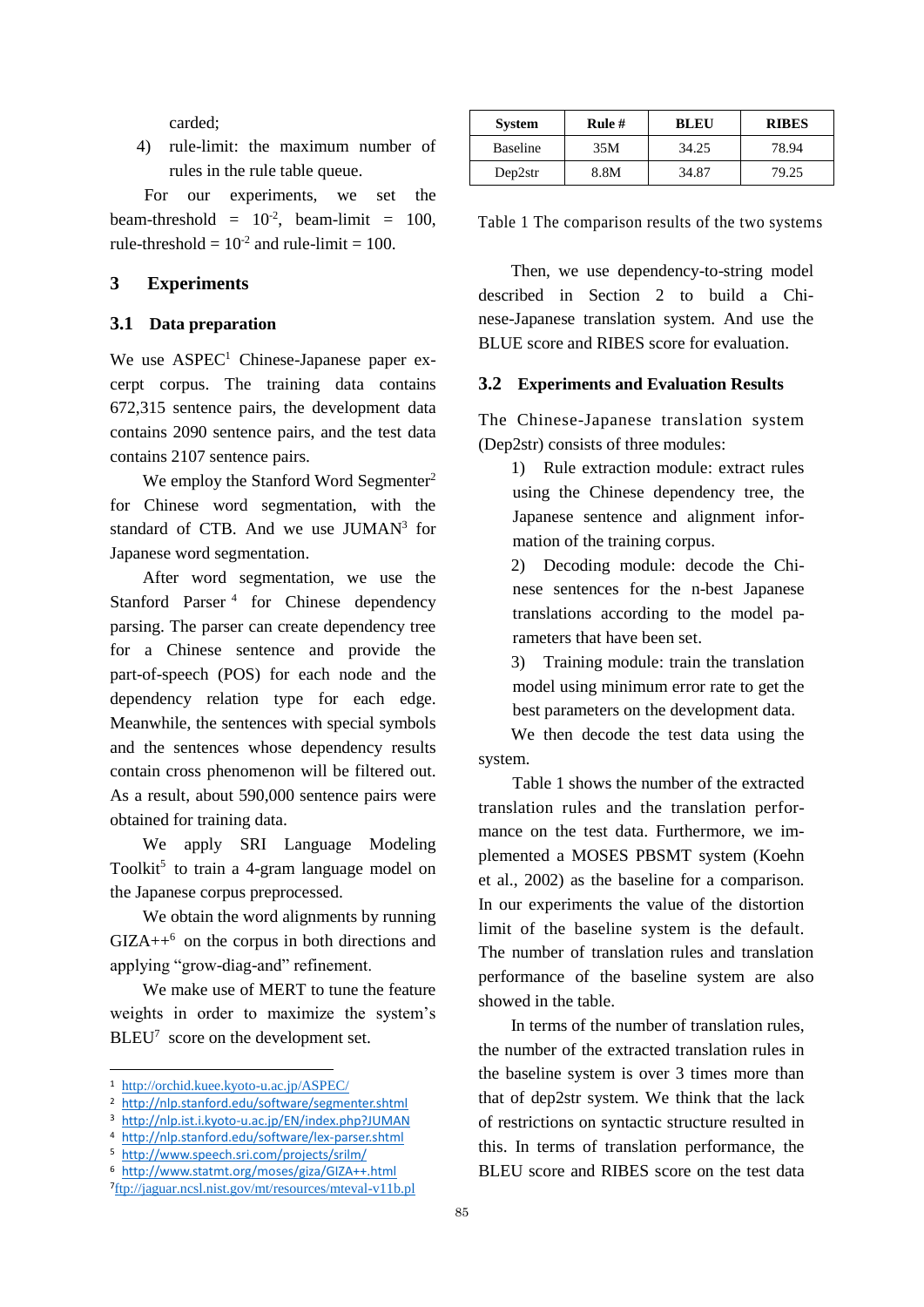carded;

4) rule-limit: the maximum number of rules in the rule table queue.

For our experiments, we set the beam-threshold = $10^{-2}$, beam-limit = 100, rule-threshold = $10^{-2}$ and rule-limit = 100.

# 3 Experiments

## 3.1 Data preparation

We use ASPEC[1] Chinese-Japanese paper excerpt corpus. The training data contains 672,315 sentence pairs, the development data contains 2090 sentence pairs, and the test data contains 2107 sentence pairs.

We employ the Stanford Word Segmenter[2] for Chinese word segmentation, with the standard of CTB. And we use JUMAN[3] for Japanese word segmentation.

After word segmentation, we use the Stanford Parser[4] for Chinese dependency parsing. The parser can create dependency tree for a Chinese sentence and provide the part-of-speech (POS) for each node and the dependency relation type for each edge. Meanwhile, the sentences with special symbols and the sentences whose dependency results contain cross phenomenon will be filtered out. As a result, about 590,000 sentence pairs were obtained for training data.

We apply SRI Language Modeling Toolkit[5] to train a 4-gram language model on the Japanese corpus preprocessed.

We obtain the word alignments by running GIZA++[6] on the corpus in both directions and applying "grow-diag-and" refinement.

We make use of MERT to tune the feature weights in order to maximize the system's BLEU[7] score on the development set.

[1] http://orchid.kuee.kyoto-u.ac.jp/ASPEC/
[2] http://nlp.stanford.edu/software/segmenter.shtml
[3] http://nlp.ist.i.kyoto-u.ac.jp/EN/index.php?JUMAN
[4] http://nlp.stanford.edu/software/lex-parser.shtml
[5] http://www.speech.sri.com/projects/srilm/
[6] http://www.statmt.org/moses/giza/GIZA++.html
[7] ftp://jaguar.ncsl.nist.gov/mt/resources/mteval-v11b.pl

| System | Rule # | BLEU | RIBES |
|---|---|---|---|
| Baseline | 35M | 34.25 | 78.94 |
| Dep2str | 8.8M | 34.87 | 79.25 |

Table 1 The comparison results of the two systems

Then, we use dependency-to-string model described in Section 2 to build a Chinese-Japanese translation system. And use the BLUE score and RIBES score for evaluation.

## 3.2 Experiments and Evaluation Results

The Chinese-Japanese translation system (Dep2str) consists of three modules:

1) Rule extraction module: extract rules using the Chinese dependency tree, the Japanese sentence and alignment information of the training corpus.

2) Decoding module: decode the Chinese sentences for the n-best Japanese translations according to the model parameters that have been set.

3) Training module: train the translation model using minimum error rate to get the best parameters on the development data.

We then decode the test data using the system.

Table 1 shows the number of the extracted translation rules and the translation performance on the test data. Furthermore, we implemented a MOSES PBSMT system (Koehn et al., 2002) as the baseline for a comparison. In our experiments the value of the distortion limit of the baseline system is the default. The number of translation rules and translation performance of the baseline system are also showed in the table.

In terms of the number of translation rules, the number of the extracted translation rules in the baseline system is over 3 times more than that of dep2str system. We think that the lack of restrictions on syntactic structure resulted in this. In terms of translation performance, the BLEU score and RIBES score on the test data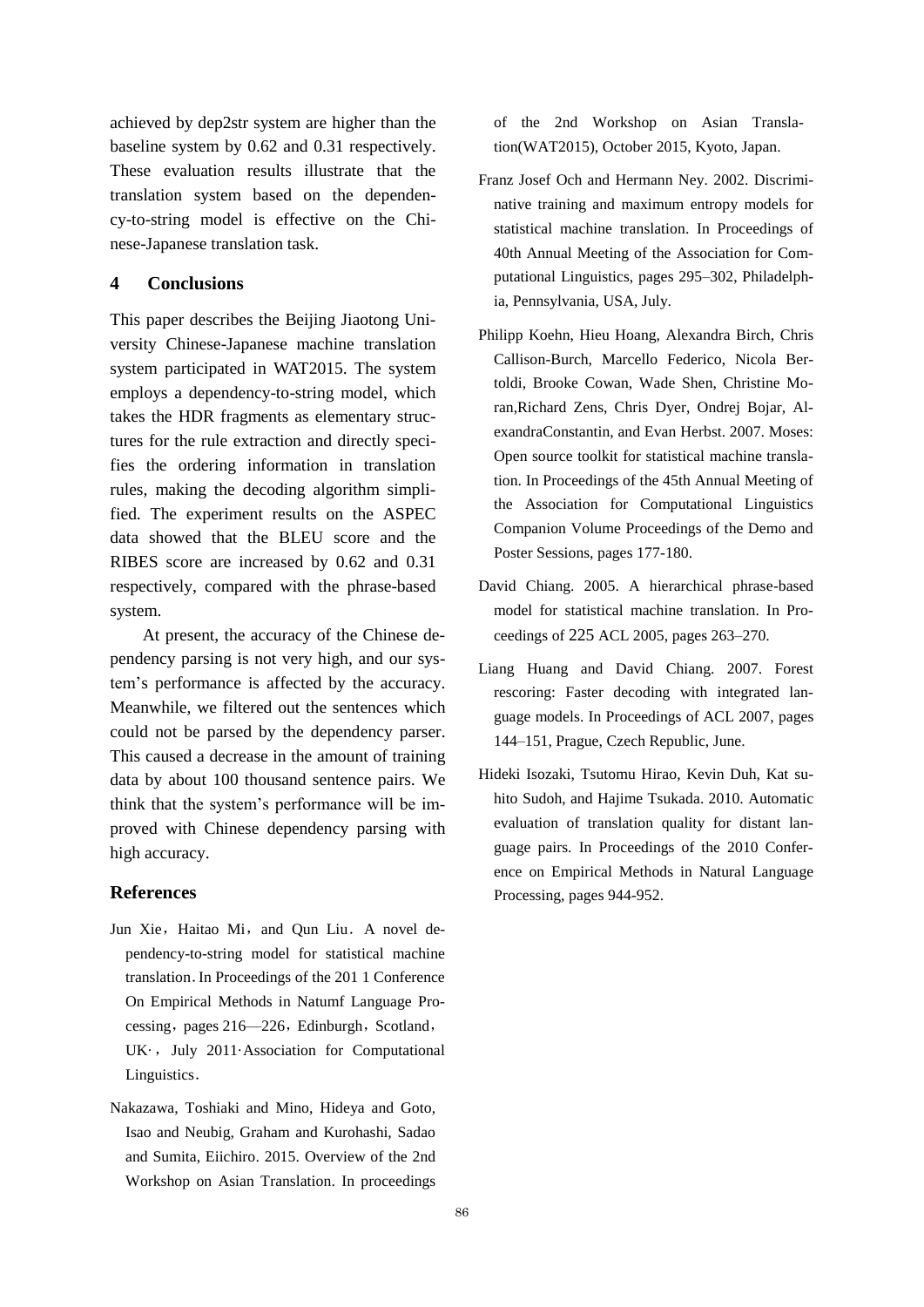achieved by dep2str system are higher than the baseline system by 0.62 and 0.31 respectively. These evaluation results illustrate that the translation system based on the dependency-to-string model is effective on the Chinese-Japanese translation task.

## 4 Conclusions

This paper describes the Beijing Jiaotong University Chinese-Japanese machine translation system participated in WAT2015. The system employs a dependency-to-string model, which takes the HDR fragments as elementary structures for the rule extraction and directly specifies the ordering information in translation rules, making the decoding algorithm simplified. The experiment results on the ASPEC data showed that the BLEU score and the RIBES score are increased by 0.62 and 0.31 respectively, compared with the phrase-based system.

At present, the accuracy of the Chinese dependency parsing is not very high, and our system's performance is affected by the accuracy. Meanwhile, we filtered out the sentences which could not be parsed by the dependency parser. This caused a decrease in the amount of training data by about 100 thousand sentence pairs. We think that the system's performance will be improved with Chinese dependency parsing with high accuracy.

## References

Jun Xie，Haitao Mi，and Qun Liu．A novel dependency-to-string model for statistical machine translation．In Proceedings of the 201 1 Conference On Empirical Methods in Natumf Language Processing，pages 216—226，Edinburgh，Scotland，UK·，July 2011·Association for Computational Linguistics．

Nakazawa, Toshiaki and Mino, Hideya and Goto, Isao and Neubig, Graham and Kurohashi, Sadao and Sumita, Eiichiro. 2015. Overview of the 2nd Workshop on Asian Translation. In proceedings of the 2nd Workshop on Asian Translation(WAT2015), October 2015, Kyoto, Japan.

Franz Josef Och and Hermann Ney. 2002. Discriminative training and maximum entropy models for statistical machine translation. In Proceedings of 40th Annual Meeting of the Association for Computational Linguistics, pages 295–302, Philadelphia, Pennsylvania, USA, July.

Philipp Koehn, Hieu Hoang, Alexandra Birch, Chris Callison-Burch, Marcello Federico, Nicola Bertoldi, Brooke Cowan, Wade Shen, Christine Moran,Richard Zens, Chris Dyer, Ondrej Bojar, AlexandraConstantin, and Evan Herbst. 2007. Moses: Open source toolkit for statistical machine translation. In Proceedings of the 45th Annual Meeting of the Association for Computational Linguistics Companion Volume Proceedings of the Demo and Poster Sessions, pages 177-180.

David Chiang. 2005. A hierarchical phrase-based model for statistical machine translation. In Proceedings of 225 ACL 2005, pages 263–270.

Liang Huang and David Chiang. 2007. Forest rescoring: Faster decoding with integrated language models. In Proceedings of ACL 2007, pages 144–151, Prague, Czech Republic, June.

Hideki Isozaki, Tsutomu Hirao, Kevin Duh, Kat suhito Sudoh, and Hajime Tsukada. 2010. Automatic evaluation of translation quality for distant language pairs. In Proceedings of the 2010 Conference on Empirical Methods in Natural Language Processing, pages 944-952.